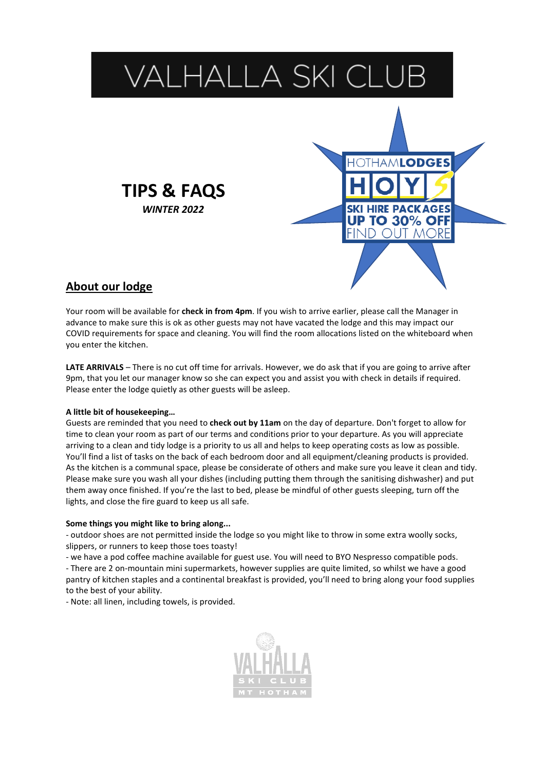# VALHALLA SKI CLUB

HOTHAMLODGES
HOYS
SKI HIRE PACKAGES
UP TO 30% OFF
FIND OUT MORE

## TIPS & FAQS

***WINTER 2022***

## About our lodge

Your room will be available for **check in from 4pm**. If you wish to arrive earlier, please call the Manager in advance to make sure this is ok as other guests may not have vacated the lodge and this may impact our COVID requirements for space and cleaning. You will find the room allocations listed on the whiteboard when you enter the kitchen.

**LATE ARRIVALS** – There is no cut off time for arrivals. However, we do ask that if you are going to arrive after 9pm, that you let our manager know so she can expect you and assist you with check in details if required. Please enter the lodge quietly as other guests will be asleep.

**A little bit of housekeeping…**

Guests are reminded that you need to **check out by 11am** on the day of departure. Don't forget to allow for time to clean your room as part of our terms and conditions prior to your departure. As you will appreciate arriving to a clean and tidy lodge is a priority to us all and helps to keep operating costs as low as possible. You'll find a list of tasks on the back of each bedroom door and all equipment/cleaning products is provided. As the kitchen is a communal space, please be considerate of others and make sure you leave it clean and tidy. Please make sure you wash all your dishes (including putting them through the sanitising dishwasher) and put them away once finished. If you're the last to bed, please be mindful of other guests sleeping, turn off the lights, and close the fire guard to keep us all safe.

**Some things you might like to bring along...**

- outdoor shoes are not permitted inside the lodge so you might like to throw in some extra woolly socks, slippers, or runners to keep those toes toasty!
- we have a pod coffee machine available for guest use. You will need to BYO Nespresso compatible pods.
- There are 2 on-mountain mini supermarkets, however supplies are quite limited, so whilst we have a good pantry of kitchen staples and a continental breakfast is provided, you'll need to bring along your food supplies to the best of your ability.
- Note: all linen, including towels, is provided.

VALHALLA SKI CLUB MT HOTHAM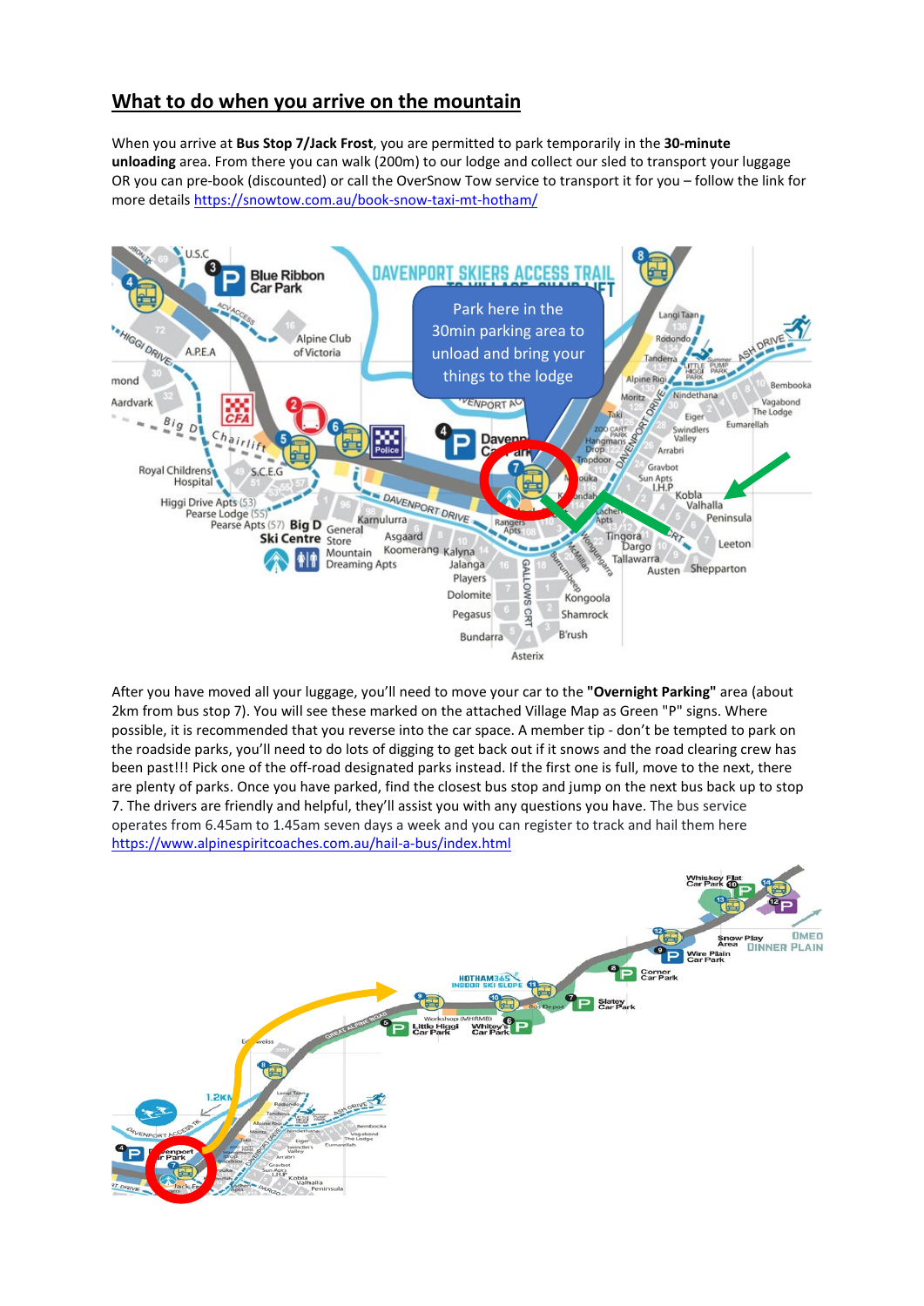## What to do when you arrive on the mountain

When you arrive at **Bus Stop 7/Jack Frost**, you are permitted to park temporarily in the **30-minute unloading** area. From there you can walk (200m) to our lodge and collect our sled to transport your luggage OR you can pre-book (discounted) or call the OverSnow Tow service to transport it for you – follow the link for more details https://snowtow.com.au/book-snow-taxi-mt-hotham/

After you have moved all your luggage, you'll need to move your car to the **"Overnight Parking"** area (about 2km from bus stop 7). You will see these marked on the attached Village Map as Green "P" signs. Where possible, it is recommended that you reverse into the car space. A member tip - don't be tempted to park on the roadside parks, you'll need to do lots of digging to get back out if it snows and the road clearing crew has been past!!! Pick one of the off-road designated parks instead. If the first one is full, move to the next, there are plenty of parks. Once you have parked, find the closest bus stop and jump on the next bus back up to stop 7. The drivers are friendly and helpful, they'll assist you with any questions you have. The bus service operates from 6.45am to 1.45am seven days a week and you can register to track and hail them here https://www.alpinespiritcoaches.com.au/hail-a-bus/index.html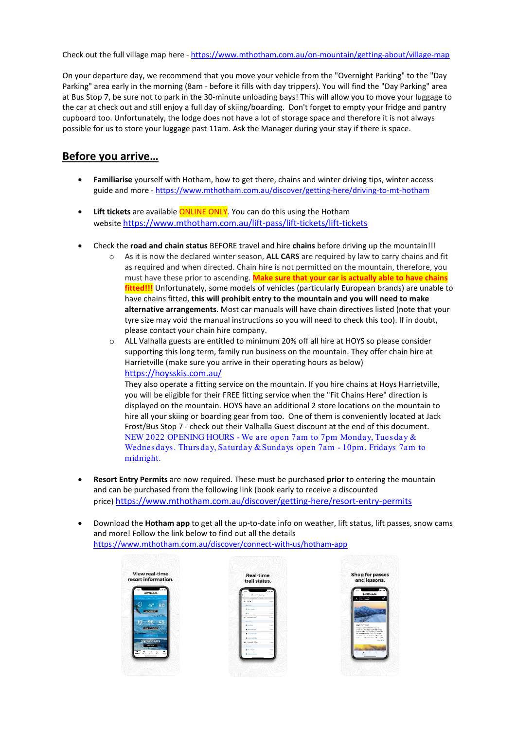Check out the full village map here - https://www.mthotham.com.au/on-mountain/getting-about/village-map

On your departure day, we recommend that you move your vehicle from the "Overnight Parking" to the "Day Parking" area early in the morning (8am - before it fills with day trippers). You will find the "Day Parking" area at Bus Stop 7, be sure not to park in the 30-minute unloading bays! This will allow you to move your luggage to the car at check out and still enjoy a full day of skiing/boarding. Don't forget to empty your fridge and pantry cupboard too. Unfortunately, the lodge does not have a lot of storage space and therefore it is not always possible for us to store your luggage past 11am. Ask the Manager during your stay if there is space.

## Before you arrive…

- **Familiarise** yourself with Hotham, how to get there, chains and winter driving tips, winter access guide and more - https://www.mthotham.com.au/discover/getting-here/driving-to-mt-hotham

- **Lift tickets** are available ONLINE ONLY. You can do this using the Hotham website https://www.mthotham.com.au/lift-pass/lift-tickets/lift-tickets

- Check the **road and chain status** BEFORE travel and hire **chains** before driving up the mountain!!!
    - As it is now the declared winter season, **ALL CARS** are required by law to carry chains and fit as required and when directed. Chain hire is not permitted on the mountain, therefore, you must have these prior to ascending. **Make sure that your car is actually able to have chains fitted!!!** Unfortunately, some models of vehicles (particularly European brands) are unable to have chains fitted, **this will prohibit entry to the mountain and you will need to make alternative arrangements**. Most car manuals will have chain directives listed (note that your tyre size may void the manual instructions so you will need to check this too). If in doubt, please contact your chain hire company.
    - ALL Valhalla guests are entitled to minimum 20% off all hire at HOYS so please consider supporting this long term, family run business on the mountain. They offer chain hire at Harrietville (make sure you arrive in their operating hours as below) https://hoysskis.com.au/
      They also operate a fitting service on the mountain. If you hire chains at Hoys Harrietville, you will be eligible for their FREE fitting service when the "Fit Chains Here" direction is displayed on the mountain. HOYS have an additional 2 store locations on the mountain to hire all your skiing or boarding gear from too. One of them is conveniently located at Jack Frost/Bus Stop 7 - check out their Valhalla Guest discount at the end of this document.
      NEW 2022 OPENING HOURS - We are open 7am to 7pm Monday, Tuesday & Wednesdays. Thursday, Saturday & Sundays open 7am - 10pm. Fridays 7am to midnight.

- **Resort Entry Permits** are now required. These must be purchased **prior** to entering the mountain and can be purchased from the following link (book early to receive a discounted price) https://www.mthotham.com.au/discover/getting-here/resort-entry-permits

- Download the **Hotham app** to get all the up-to-date info on weather, lift status, lift passes, snow cams and more! Follow the link below to find out all the details https://www.mthotham.com.au/discover/connect-with-us/hotham-app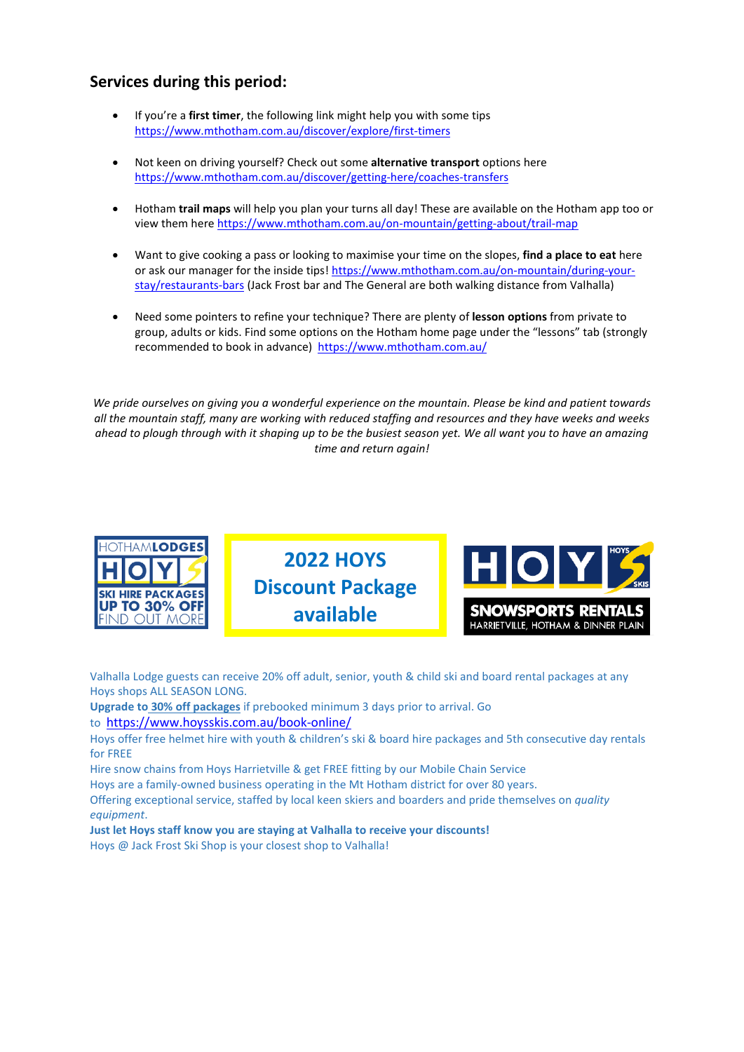## Services during this period:

- If you're a **first timer**, the following link might help you with some tips https://www.mthotham.com.au/discover/explore/first-timers
- Not keen on driving yourself? Check out some **alternative transport** options here https://www.mthotham.com.au/discover/getting-here/coaches-transfers
- Hotham **trail maps** will help you plan your turns all day! These are available on the Hotham app too or view them here https://www.mthotham.com.au/on-mountain/getting-about/trail-map
- Want to give cooking a pass or looking to maximise your time on the slopes, **find a place to eat** here or ask our manager for the inside tips! https://www.mthotham.com.au/on-mountain/during-your-stay/restaurants-bars (Jack Frost bar and The General are both walking distance from Valhalla)
- Need some pointers to refine your technique? There are plenty of **lesson options** from private to group, adults or kids. Find some options on the Hotham home page under the "lessons" tab (strongly recommended to book in advance) https://www.mthotham.com.au/

*We pride ourselves on giving you a wonderful experience on the mountain. Please be kind and patient towards all the mountain staff, many are working with reduced staffing and resources and they have weeks and weeks ahead to plough through with it shaping up to be the busiest season yet. We all want you to have an amazing time and return again!*

HOTHAMLODGES HOYS SKI HIRE PACKAGES UP TO 30% OFF FIND OUT MORE

**2022 HOYS Discount Package available**

HOYS SKIS SNOWSPORTS RENTALS HARRIETVILLE, HOTHAM & DINNER PLAIN

Valhalla Lodge guests can receive 20% off adult, senior, youth & child ski and board rental packages at any Hoys shops ALL SEASON LONG.

**Upgrade to 30% off packages** if prebooked minimum 3 days prior to arrival. Go to https://www.hoysskis.com.au/book-online/

Hoys offer free helmet hire with youth & children's ski & board hire packages and 5th consecutive day rentals for FREE

Hire snow chains from Hoys Harrietville & get FREE fitting by our Mobile Chain Service

Hoys are a family-owned business operating in the Mt Hotham district for over 80 years.

Offering exceptional service, staffed by local keen skiers and boarders and pride themselves on *quality equipment*.

**Just let Hoys staff know you are staying at Valhalla to receive your discounts!**

Hoys @ Jack Frost Ski Shop is your closest shop to Valhalla!